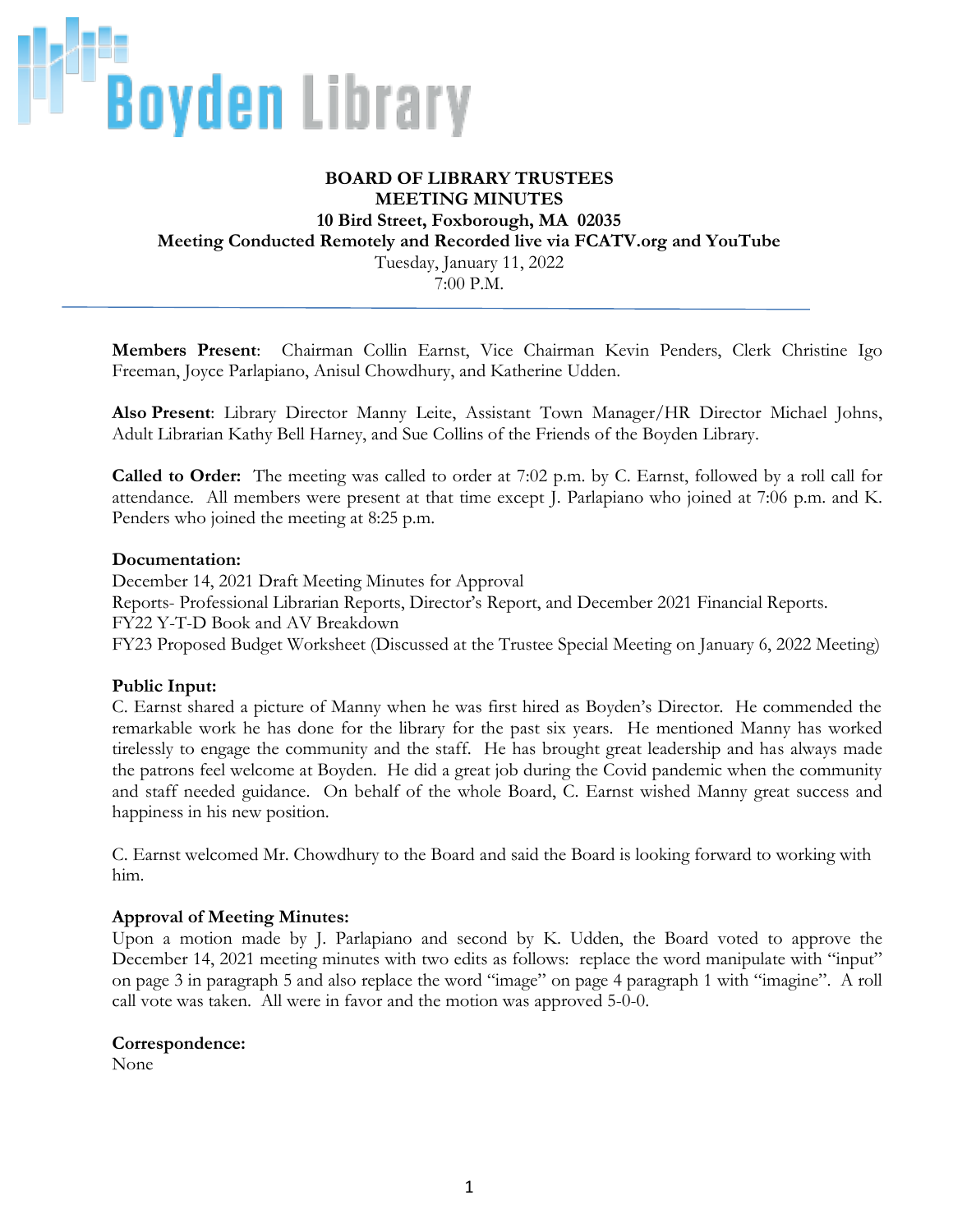Boyden Library

**BOARD OF LIBRARY TRUSTEES**
**MEETING MINUTES**
**10 Bird Street, Foxborough, MA 02035**
**Meeting Conducted Remotely and Recorded live via FCATV.org and YouTube**
Tuesday, January 11, 2022
7:00 P.M.

---

**Members Present**: Chairman Collin Earnst, Vice Chairman Kevin Penders, Clerk Christine Igo Freeman, Joyce Parlapiano, Anisul Chowdhury, and Katherine Udden.

**Also Present**: Library Director Manny Leite, Assistant Town Manager/HR Director Michael Johns, Adult Librarian Kathy Bell Harney, and Sue Collins of the Friends of the Boyden Library.

**Called to Order:** The meeting was called to order at 7:02 p.m. by C. Earnst, followed by a roll call for attendance. All members were present at that time except J. Parlapiano who joined at 7:06 p.m. and K. Penders who joined the meeting at 8:25 p.m.

**Documentation:**
December 14, 2021 Draft Meeting Minutes for Approval
Reports- Professional Librarian Reports, Director's Report, and December 2021 Financial Reports.
FY22 Y-T-D Book and AV Breakdown
FY23 Proposed Budget Worksheet (Discussed at the Trustee Special Meeting on January 6, 2022 Meeting)

**Public Input:**
C. Earnst shared a picture of Manny when he was first hired as Boyden's Director. He commended the remarkable work he has done for the library for the past six years. He mentioned Manny has worked tirelessly to engage the community and the staff. He has brought great leadership and has always made the patrons feel welcome at Boyden. He did a great job during the Covid pandemic when the community and staff needed guidance. On behalf of the whole Board, C. Earnst wished Manny great success and happiness in his new position.

C. Earnst welcomed Mr. Chowdhury to the Board and said the Board is looking forward to working with him.

**Approval of Meeting Minutes:**
Upon a motion made by J. Parlapiano and second by K. Udden, the Board voted to approve the December 14, 2021 meeting minutes with two edits as follows: replace the word manipulate with "input" on page 3 in paragraph 5 and also replace the word "image" on page 4 paragraph 1 with "imagine". A roll call vote was taken. All were in favor and the motion was approved 5-0-0.

**Correspondence:**
None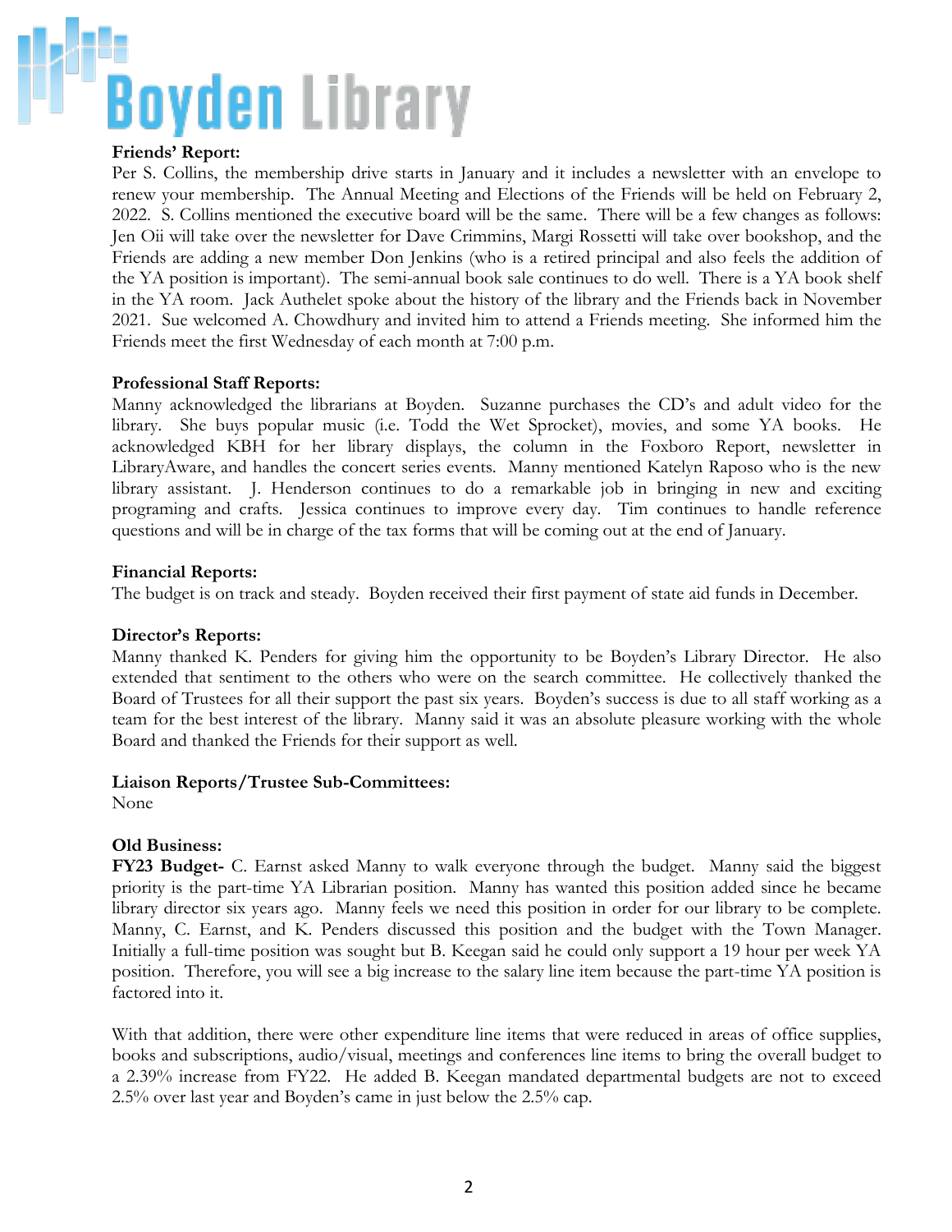**Friends' Report:**
Per S. Collins, the membership drive starts in January and it includes a newsletter with an envelope to renew your membership. The Annual Meeting and Elections of the Friends will be held on February 2, 2022. S. Collins mentioned the executive board will be the same. There will be a few changes as follows: Jen Oii will take over the newsletter for Dave Crimmins, Margi Rossetti will take over bookshop, and the Friends are adding a new member Don Jenkins (who is a retired principal and also feels the addition of the YA position is important). The semi-annual book sale continues to do well. There is a YA book shelf in the YA room. Jack Authelet spoke about the history of the library and the Friends back in November 2021. Sue welcomed A. Chowdhury and invited him to attend a Friends meeting. She informed him the Friends meet the first Wednesday of each month at 7:00 p.m.

**Professional Staff Reports:**
Manny acknowledged the librarians at Boyden. Suzanne purchases the CD's and adult video for the library. She buys popular music (i.e. Todd the Wet Sprocket), movies, and some YA books. He acknowledged KBH for her library displays, the column in the Foxboro Report, newsletter in LibraryAware, and handles the concert series events. Manny mentioned Katelyn Raposo who is the new library assistant. J. Henderson continues to do a remarkable job in bringing in new and exciting programing and crafts. Jessica continues to improve every day. Tim continues to handle reference questions and will be in charge of the tax forms that will be coming out at the end of January.

**Financial Reports:**
The budget is on track and steady. Boyden received their first payment of state aid funds in December.

**Director's Reports:**
Manny thanked K. Penders for giving him the opportunity to be Boyden's Library Director. He also extended that sentiment to the others who were on the search committee. He collectively thanked the Board of Trustees for all their support the past six years. Boyden's success is due to all staff working as a team for the best interest of the library. Manny said it was an absolute pleasure working with the whole Board and thanked the Friends for their support as well.

**Liaison Reports/Trustee Sub-Committees:**
None

**Old Business:**
**FY23 Budget-** C. Earnst asked Manny to walk everyone through the budget. Manny said the biggest priority is the part-time YA Librarian position. Manny has wanted this position added since he became library director six years ago. Manny feels we need this position in order for our library to be complete. Manny, C. Earnst, and K. Penders discussed this position and the budget with the Town Manager. Initially a full-time position was sought but B. Keegan said he could only support a 19 hour per week YA position. Therefore, you will see a big increase to the salary line item because the part-time YA position is factored into it.

With that addition, there were other expenditure line items that were reduced in areas of office supplies, books and subscriptions, audio/visual, meetings and conferences line items to bring the overall budget to a 2.39% increase from FY22. He added B. Keegan mandated departmental budgets are not to exceed 2.5% over last year and Boyden's came in just below the 2.5% cap.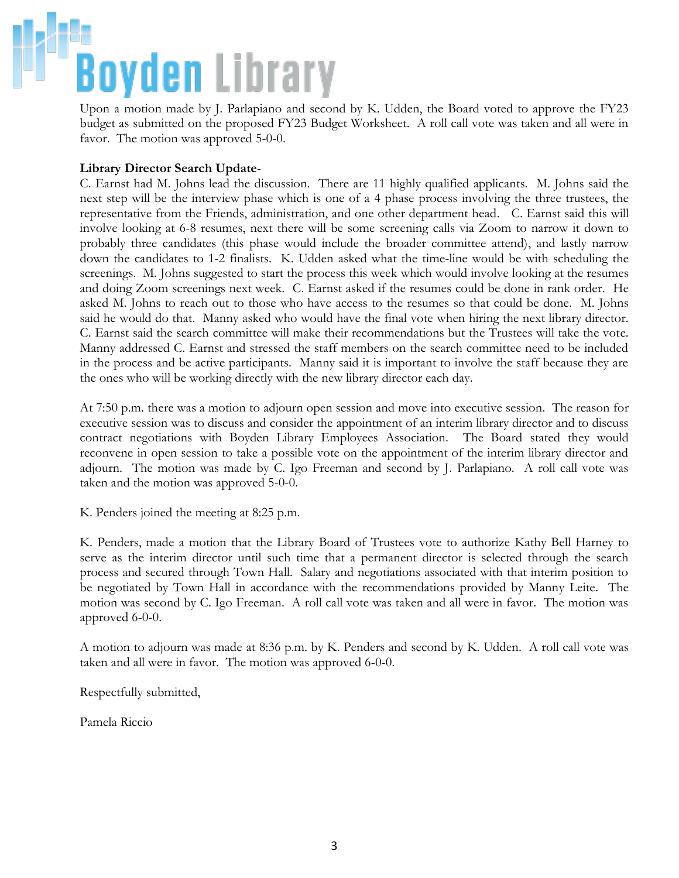Upon a motion made by J. Parlapiano and second by K. Udden, the Board voted to approve the FY23 budget as submitted on the proposed FY23 Budget Worksheet. A roll call vote was taken and all were in favor. The motion was approved 5-0-0.

**Library Director Search Update**-

C. Earnst had M. Johns lead the discussion. There are 11 highly qualified applicants. M. Johns said the next step will be the interview phase which is one of a 4 phase process involving the three trustees, the representative from the Friends, administration, and one other department head. C. Earnst said this will involve looking at 6-8 resumes, next there will be some screening calls via Zoom to narrow it down to probably three candidates (this phase would include the broader committee attend), and lastly narrow down the candidates to 1-2 finalists. K. Udden asked what the time-line would be with scheduling the screenings. M. Johns suggested to start the process this week which would involve looking at the resumes and doing Zoom screenings next week. C. Earnst asked if the resumes could be done in rank order. He asked M. Johns to reach out to those who have access to the resumes so that could be done. M. Johns said he would do that. Manny asked who would have the final vote when hiring the next library director. C. Earnst said the search committee will make their recommendations but the Trustees will take the vote. Manny addressed C. Earnst and stressed the staff members on the search committee need to be included in the process and be active participants. Manny said it is important to involve the staff because they are the ones who will be working directly with the new library director each day.

At 7:50 p.m. there was a motion to adjourn open session and move into executive session. The reason for executive session was to discuss and consider the appointment of an interim library director and to discuss contract negotiations with Boyden Library Employees Association. The Board stated they would reconvene in open session to take a possible vote on the appointment of the interim library director and adjourn. The motion was made by C. Igo Freeman and second by J. Parlapiano. A roll call vote was taken and the motion was approved 5-0-0.

K. Penders joined the meeting at 8:25 p.m.

K. Penders, made a motion that the Library Board of Trustees vote to authorize Kathy Bell Harney to serve as the interim director until such time that a permanent director is selected through the search process and secured through Town Hall. Salary and negotiations associated with that interim position to be negotiated by Town Hall in accordance with the recommendations provided by Manny Leite. The motion was second by C. Igo Freeman. A roll call vote was taken and all were in favor. The motion was approved 6-0-0.

A motion to adjourn was made at 8:36 p.m. by K. Penders and second by K. Udden. A roll call vote was taken and all were in favor. The motion was approved 6-0-0.

Respectfully submitted,

Pamela Riccio